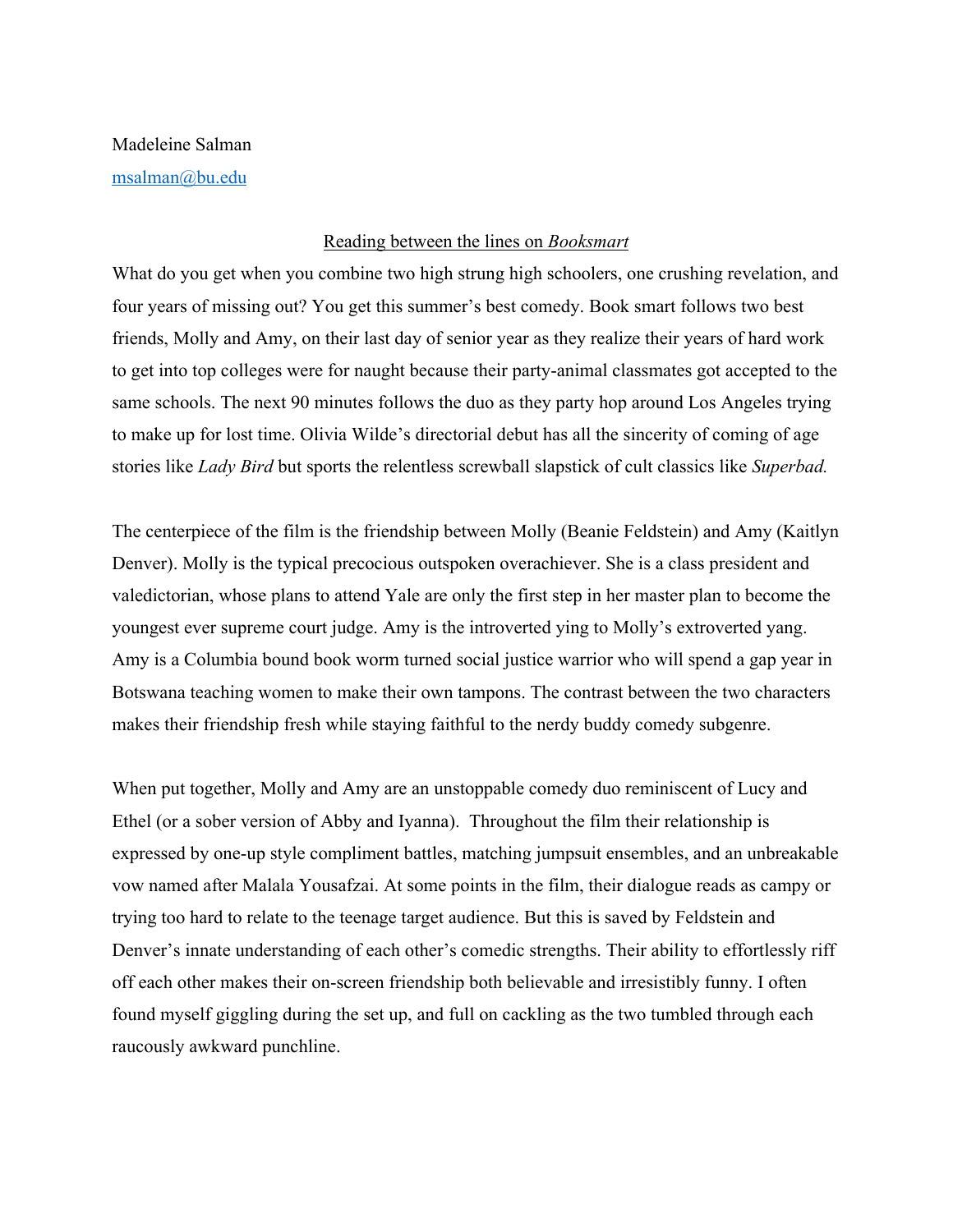Madeleine Salman

msalman@bu.edu

Reading between the lines on *Booksmart*

What do you get when you combine two high strung high schoolers, one crushing revelation, and four years of missing out? You get this summer's best comedy. Book smart follows two best friends, Molly and Amy, on their last day of senior year as they realize their years of hard work to get into top colleges were for naught because their party-animal classmates got accepted to the same schools. The next 90 minutes follows the duo as they party hop around Los Angeles trying to make up for lost time. Olivia Wilde's directorial debut has all the sincerity of coming of age stories like *Lady Bird* but sports the relentless screwball slapstick of cult classics like *Superbad.*

The centerpiece of the film is the friendship between Molly (Beanie Feldstein) and Amy (Kaitlyn Denver). Molly is the typical precocious outspoken overachiever. She is a class president and valedictorian, whose plans to attend Yale are only the first step in her master plan to become the youngest ever supreme court judge. Amy is the introverted ying to Molly's extroverted yang. Amy is a Columbia bound book worm turned social justice warrior who will spend a gap year in Botswana teaching women to make their own tampons. The contrast between the two characters makes their friendship fresh while staying faithful to the nerdy buddy comedy subgenre.

When put together, Molly and Amy are an unstoppable comedy duo reminiscent of Lucy and Ethel (or a sober version of Abby and Iyanna). Throughout the film their relationship is expressed by one-up style compliment battles, matching jumpsuit ensembles, and an unbreakable vow named after Malala Yousafzai. At some points in the film, their dialogue reads as campy or trying too hard to relate to the teenage target audience. But this is saved by Feldstein and Denver's innate understanding of each other's comedic strengths. Their ability to effortlessly riff off each other makes their on-screen friendship both believable and irresistibly funny. I often found myself giggling during the set up, and full on cackling as the two tumbled through each raucously awkward punchline.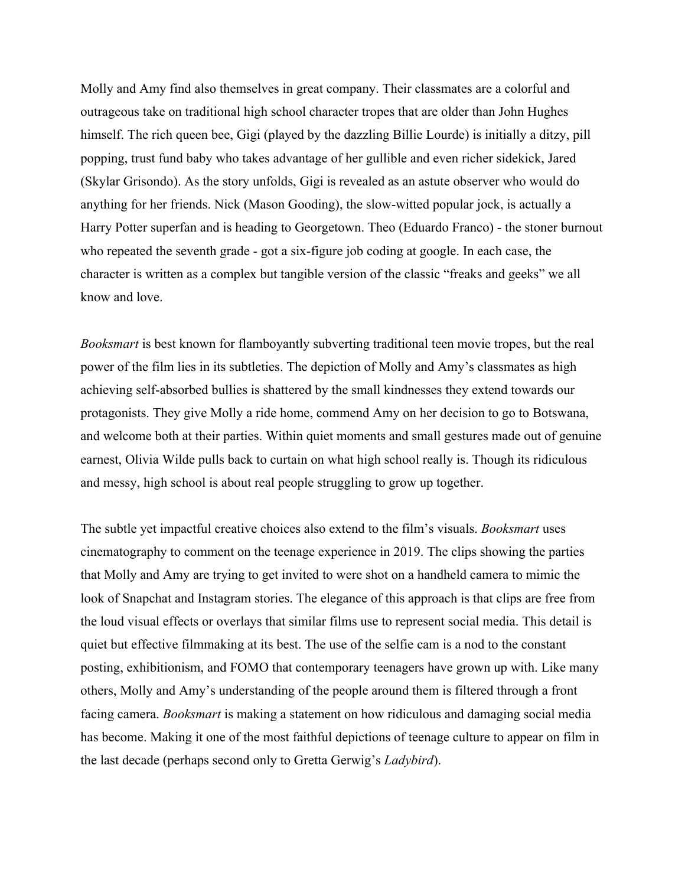Molly and Amy find also themselves in great company. Their classmates are a colorful and outrageous take on traditional high school character tropes that are older than John Hughes himself. The rich queen bee, Gigi (played by the dazzling Billie Lourde) is initially a ditzy, pill popping, trust fund baby who takes advantage of her gullible and even richer sidekick, Jared (Skylar Grisondo). As the story unfolds, Gigi is revealed as an astute observer who would do anything for her friends. Nick (Mason Gooding), the slow-witted popular jock, is actually a Harry Potter superfan and is heading to Georgetown. Theo (Eduardo Franco) - the stoner burnout who repeated the seventh grade - got a six-figure job coding at google. In each case, the character is written as a complex but tangible version of the classic "freaks and geeks" we all know and love.

*Booksmart* is best known for flamboyantly subverting traditional teen movie tropes, but the real power of the film lies in its subtleties. The depiction of Molly and Amy's classmates as high achieving self-absorbed bullies is shattered by the small kindnesses they extend towards our protagonists. They give Molly a ride home, commend Amy on her decision to go to Botswana, and welcome both at their parties. Within quiet moments and small gestures made out of genuine earnest, Olivia Wilde pulls back to curtain on what high school really is. Though its ridiculous and messy, high school is about real people struggling to grow up together.

The subtle yet impactful creative choices also extend to the film's visuals. *Booksmart* uses cinematography to comment on the teenage experience in 2019. The clips showing the parties that Molly and Amy are trying to get invited to were shot on a handheld camera to mimic the look of Snapchat and Instagram stories. The elegance of this approach is that clips are free from the loud visual effects or overlays that similar films use to represent social media. This detail is quiet but effective filmmaking at its best. The use of the selfie cam is a nod to the constant posting, exhibitionism, and FOMO that contemporary teenagers have grown up with. Like many others, Molly and Amy's understanding of the people around them is filtered through a front facing camera. *Booksmart* is making a statement on how ridiculous and damaging social media has become. Making it one of the most faithful depictions of teenage culture to appear on film in the last decade (perhaps second only to Gretta Gerwig's *Ladybird*).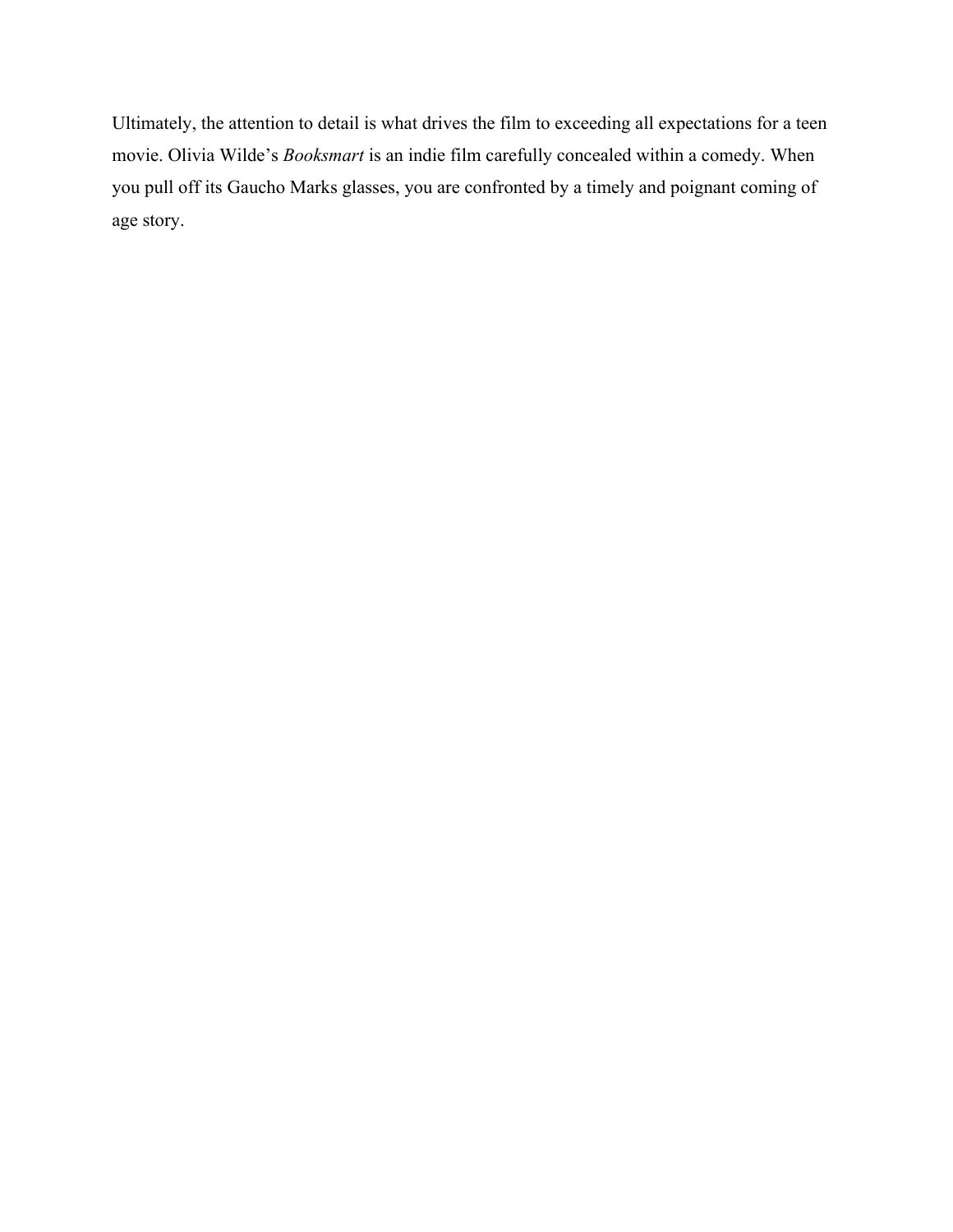Ultimately, the attention to detail is what drives the film to exceeding all expectations for a teen movie. Olivia Wilde's *Booksmart* is an indie film carefully concealed within a comedy. When you pull off its Gaucho Marks glasses, you are confronted by a timely and poignant coming of age story.